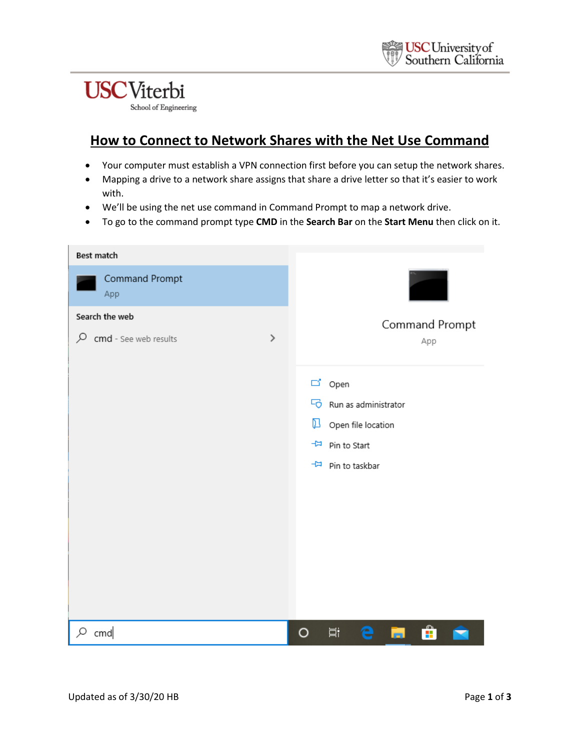USC Viterbi School of Engineering

# How to Connect to Network Shares with the Net Use Command

- Your computer must establish a VPN connection first before you can setup the network shares.
- Mapping a drive to a network share assigns that share a drive letter so that it's easier to work with.
- We'll be using the net use command in Command Prompt to map a network drive.
- To go to the command prompt type **CMD** in the **Search Bar** on the **Start Menu** then click on it.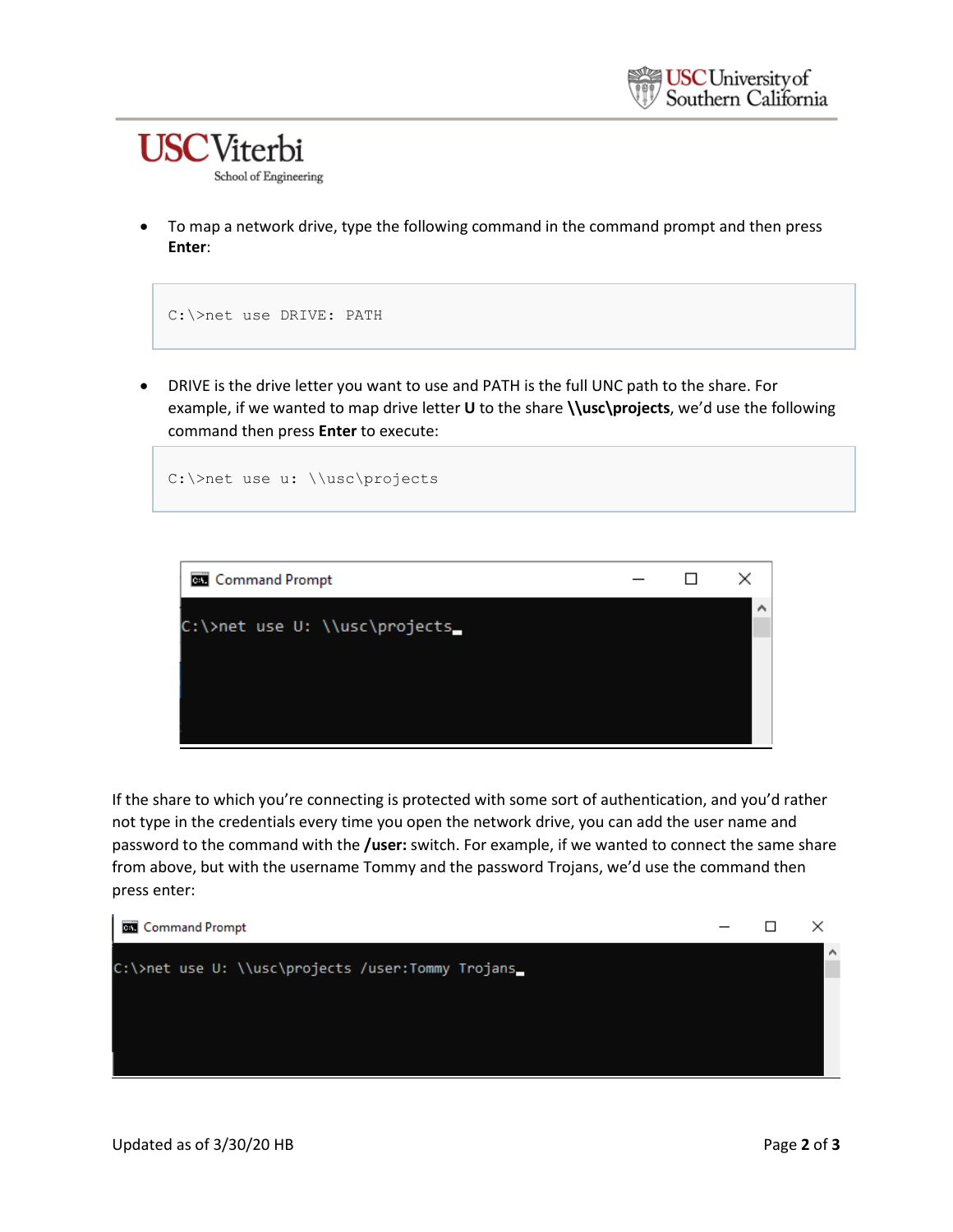- To map a network drive, type the following command in the command prompt and then press **Enter**:

```
C:\>net use DRIVE: PATH
```

- DRIVE is the drive letter you want to use and PATH is the full UNC path to the share. For example, if we wanted to map drive letter **U** to the share **\\usc\projects**, we'd use the following command then press **Enter** to execute:

```
C:\>net use u: \\usc\projects
```

```
Command Prompt
C:\>net use U: \\usc\projects_
```

If the share to which you're connecting is protected with some sort of authentication, and you'd rather not type in the credentials every time you open the network drive, you can add the user name and password to the command with the **/user:** switch. For example, if we wanted to connect the same share from above, but with the username Tommy and the password Trojans, we'd use the command then press enter:

```
Command Prompt
C:\>net use U: \\usc\projects /user:Tommy Trojans_
```

Updated as of 3/30/20 HB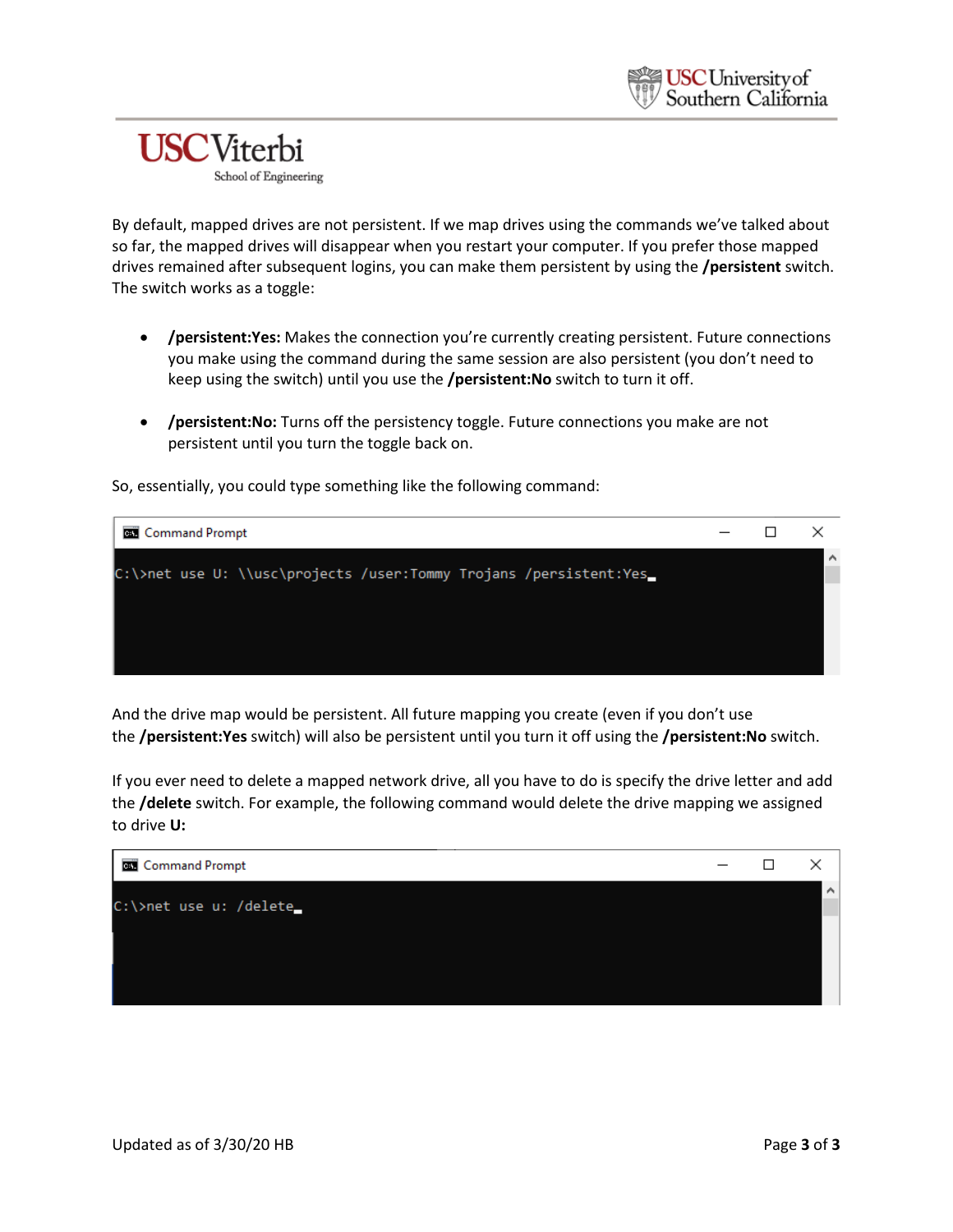By default, mapped drives are not persistent. If we map drives using the commands we've talked about so far, the mapped drives will disappear when you restart your computer. If you prefer those mapped drives remained after subsequent logins, you can make them persistent by using the **/persistent** switch. The switch works as a toggle:

- **/persistent:Yes:** Makes the connection you're currently creating persistent. Future connections you make using the command during the same session are also persistent (you don't need to keep using the switch) until you use the **/persistent:No** switch to turn it off.

- **/persistent:No:** Turns off the persistency toggle. Future connections you make are not persistent until you turn the toggle back on.

So, essentially, you could type something like the following command:

```
C:\>net use U: \\usc\projects /user:Tommy Trojans /persistent:Yes
```

And the drive map would be persistent. All future mapping you create (even if you don't use the **/persistent:Yes** switch) will also be persistent until you turn it off using the **/persistent:No** switch.

If you ever need to delete a mapped network drive, all you have to do is specify the drive letter and add the **/delete** switch. For example, the following command would delete the drive mapping we assigned to drive **U:**

```
C:\>net use u: /delete
```

Updated as of 3/30/20 HB